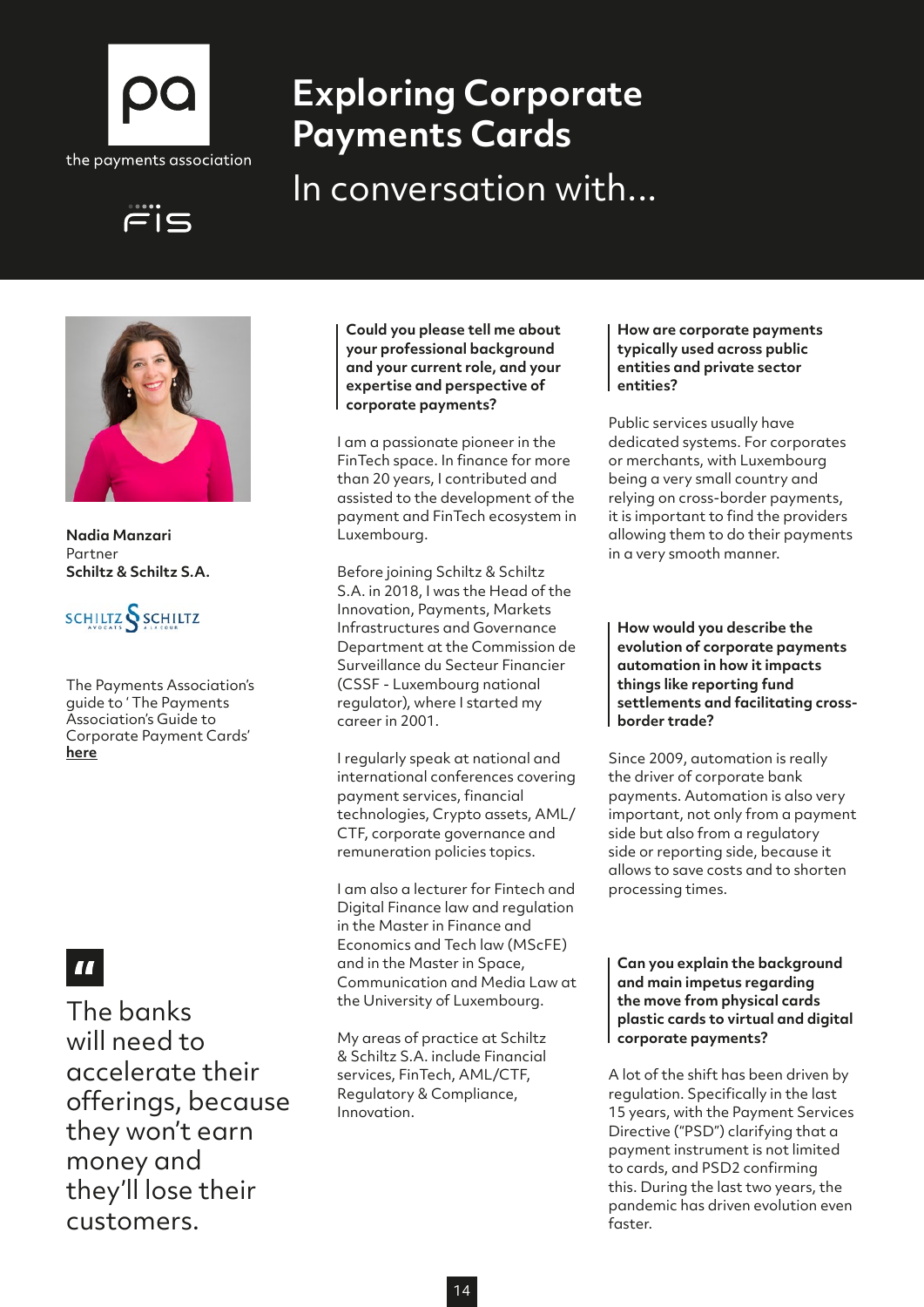the payments association

# Exploring Corporate Payments Cards

## In conversation with...

**Nadia Manzari**
Partner
**Schiltz & Schiltz S.A.**

The Payments Association's guide to ' The Payments Association's Guide to Corporate Payment Cards' **here**

> The banks will need to accelerate their offerings, because they won't earn money and they'll lose their customers.

**Could you please tell me about your professional background and your current role, and your expertise and perspective of corporate payments?**

I am a passionate pioneer in the FinTech space. In finance for more than 20 years, I contributed and assisted to the development of the payment and FinTech ecosystem in Luxembourg.

Before joining Schiltz & Schiltz S.A. in 2018, I was the Head of the Innovation, Payments, Markets Infrastructures and Governance Department at the Commission de Surveillance du Secteur Financier (CSSF - Luxembourg national regulator), where I started my career in 2001.

I regularly speak at national and international conferences covering payment services, financial technologies, Crypto assets, AML/CTF, corporate governance and remuneration policies topics.

I am also a lecturer for Fintech and Digital Finance law and regulation in the Master in Finance and Economics and Tech law (MScFE) and in the Master in Space, Communication and Media Law at the University of Luxembourg.

My areas of practice at Schiltz & Schiltz S.A. include Financial services, FinTech, AML/CTF, Regulatory & Compliance, Innovation.

**How are corporate payments typically used across public entities and private sector entities?**

Public services usually have dedicated systems. For corporates or merchants, with Luxembourg being a very small country and relying on cross-border payments, it is important to find the providers allowing them to do their payments in a very smooth manner.

**How would you describe the evolution of corporate payments automation in how it impacts things like reporting fund settlements and facilitating cross-border trade?**

Since 2009, automation is really the driver of corporate bank payments. Automation is also very important, not only from a payment side but also from a regulatory side or reporting side, because it allows to save costs and to shorten processing times.

**Can you explain the background and main impetus regarding the move from physical cards plastic cards to virtual and digital corporate payments?**

A lot of the shift has been driven by regulation. Specifically in the last 15 years, with the Payment Services Directive ("PSD") clarifying that a payment instrument is not limited to cards, and PSD2 confirming this. During the last two years, the pandemic has driven evolution even faster.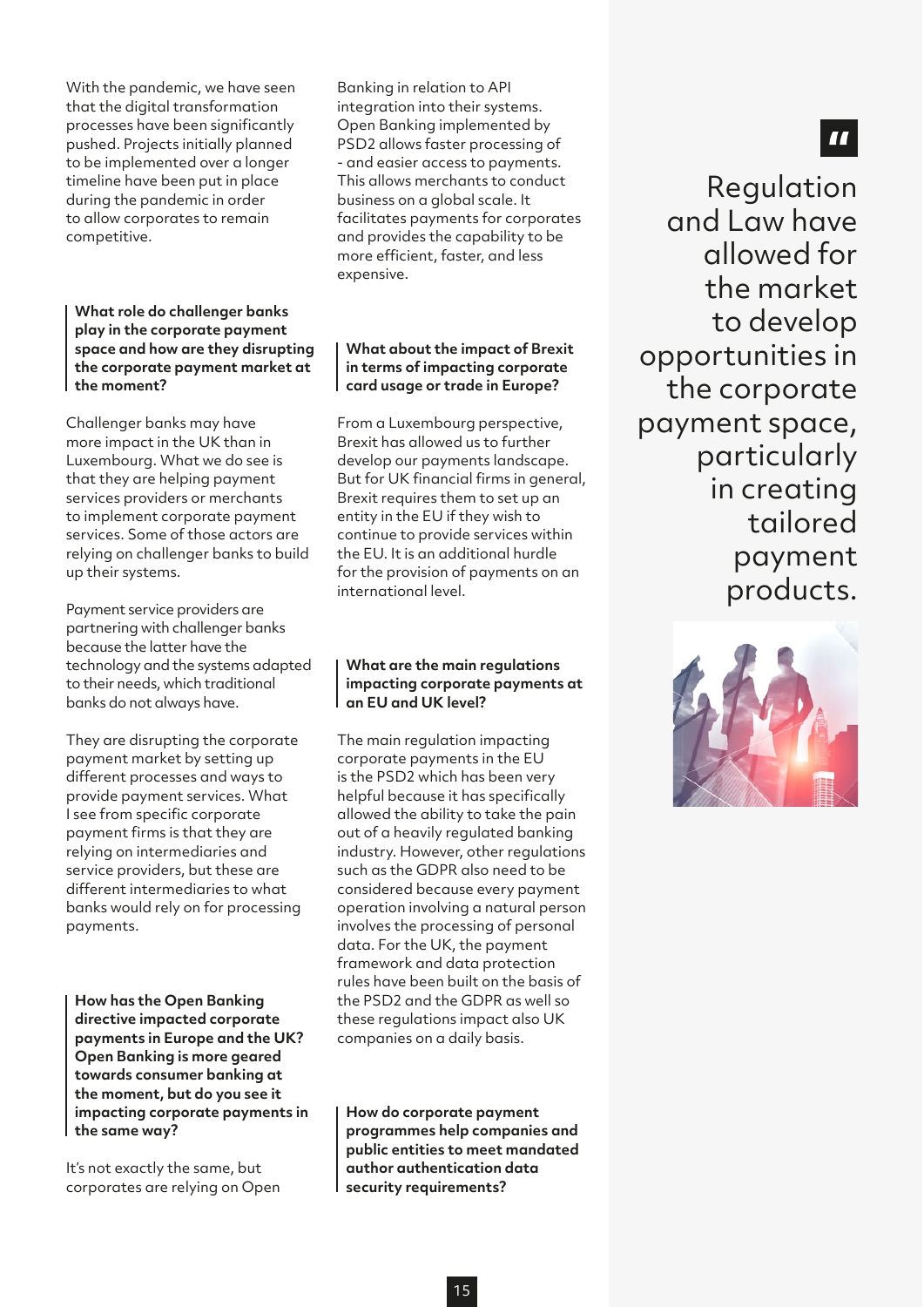With the pandemic, we have seen that the digital transformation processes have been significantly pushed. Projects initially planned to be implemented over a longer timeline have been put in place during the pandemic in order to allow corporates to remain competitive.

**What role do challenger banks play in the corporate payment space and how are they disrupting the corporate payment market at the moment?**

Challenger banks may have more impact in the UK than in Luxembourg. What we do see is that they are helping payment services providers or merchants to implement corporate payment services. Some of those actors are relying on challenger banks to build up their systems.

Payment service providers are partnering with challenger banks because the latter have the technology and the systems adapted to their needs, which traditional banks do not always have.

They are disrupting the corporate payment market by setting up different processes and ways to provide payment services. What I see from specific corporate payment firms is that they are relying on intermediaries and service providers, but these are different intermediaries to what banks would rely on for processing payments.

**How has the Open Banking directive impacted corporate payments in Europe and the UK? Open Banking is more geared towards consumer banking at the moment, but do you see it impacting corporate payments in the same way?**

It's not exactly the same, but corporates are relying on Open Banking in relation to API integration into their systems. Open Banking implemented by PSD2 allows faster processing of - and easier access to payments. This allows merchants to conduct business on a global scale. It facilitates payments for corporates and provides the capability to be more efficient, faster, and less expensive.

**What about the impact of Brexit in terms of impacting corporate card usage or trade in Europe?**

From a Luxembourg perspective, Brexit has allowed us to further develop our payments landscape. But for UK financial firms in general, Brexit requires them to set up an entity in the EU if they wish to continue to provide services within the EU. It is an additional hurdle for the provision of payments on an international level.

**What are the main regulations impacting corporate payments at an EU and UK level?**

The main regulation impacting corporate payments in the EU is the PSD2 which has been very helpful because it has specifically allowed the ability to take the pain out of a heavily regulated banking industry. However, other regulations such as the GDPR also need to be considered because every payment operation involving a natural person involves the processing of personal data. For the UK, the payment framework and data protection rules have been built on the basis of the PSD2 and the GDPR as well so these regulations impact also UK companies on a daily basis.

**How do corporate payment programmes help companies and public entities to meet mandated author authentication data security requirements?**

> Regulation and Law have allowed for the market to develop opportunities in the corporate payment space, particularly in creating tailored payment products.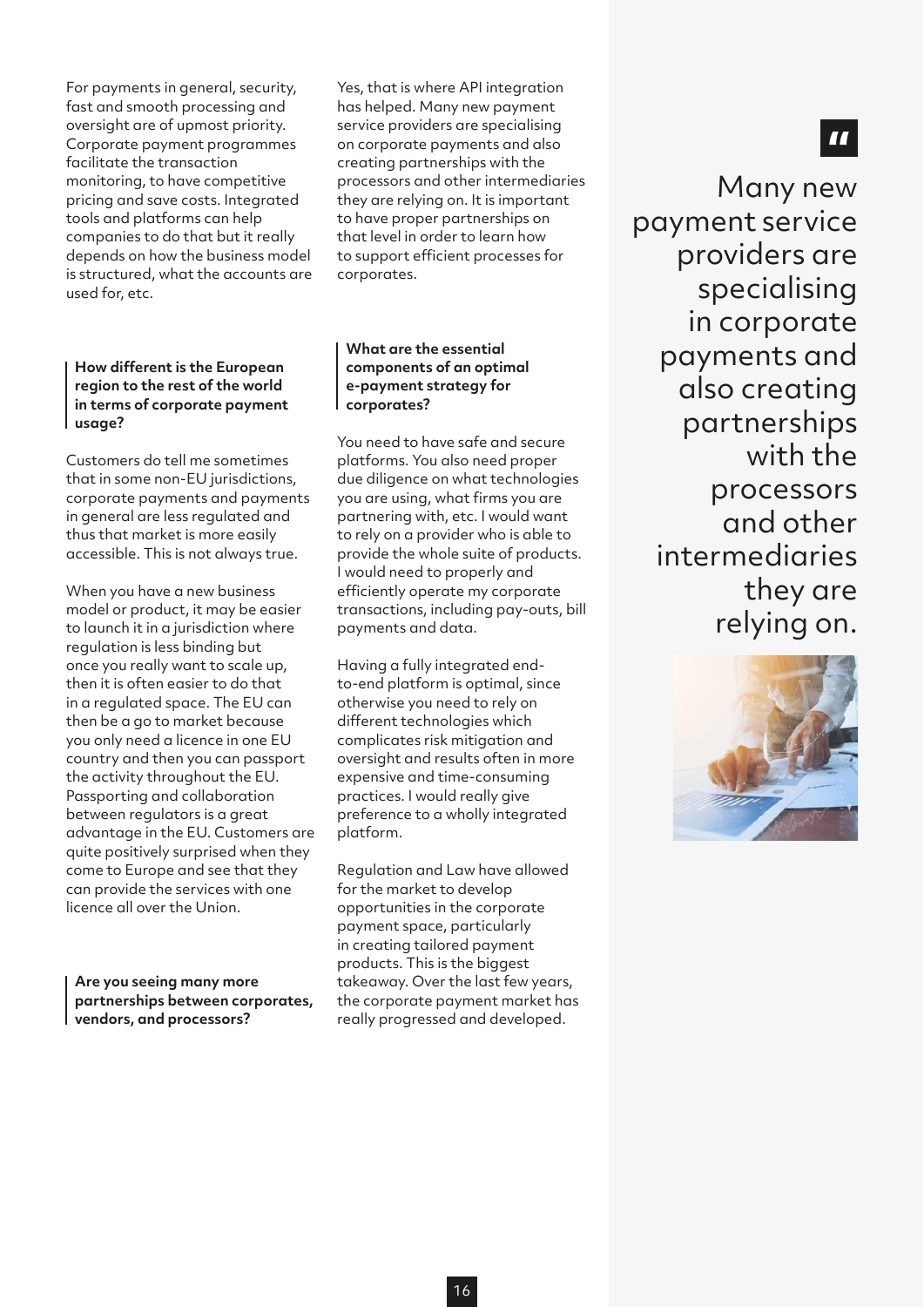For payments in general, security, fast and smooth processing and oversight are of upmost priority. Corporate payment programmes facilitate the transaction monitoring, to have competitive pricing and save costs. Integrated tools and platforms can help companies to do that but it really depends on how the business model is structured, what the accounts are used for, etc.

**How different is the European region to the rest of the world in terms of corporate payment usage?**

Customers do tell me sometimes that in some non-EU jurisdictions, corporate payments and payments in general are less regulated and thus that market is more easily accessible. This is not always true.

When you have a new business model or product, it may be easier to launch it in a jurisdiction where regulation is less binding but once you really want to scale up, then it is often easier to do that in a regulated space. The EU can then be a go to market because you only need a licence in one EU country and then you can passport the activity throughout the EU. Passporting and collaboration between regulators is a great advantage in the EU. Customers are quite positively surprised when they come to Europe and see that they can provide the services with one licence all over the Union.

**Are you seeing many more partnerships between corporates, vendors, and processors?**

Yes, that is where API integration has helped. Many new payment service providers are specialising on corporate payments and also creating partnerships with the processors and other intermediaries they are relying on. It is important to have proper partnerships on that level in order to learn how to support efficient processes for corporates.

**What are the essential components of an optimal e-payment strategy for corporates?**

You need to have safe and secure platforms. You also need proper due diligence on what technologies you are using, what firms you are partnering with, etc. I would want to rely on a provider who is able to provide the whole suite of products. I would need to properly and efficiently operate my corporate transactions, including pay-outs, bill payments and data.

Having a fully integrated end-to-end platform is optimal, since otherwise you need to rely on different technologies which complicates risk mitigation and oversight and results often in more expensive and time-consuming practices. I would really give preference to a wholly integrated platform.

Regulation and Law have allowed for the market to develop opportunities in the corporate payment space, particularly in creating tailored payment products. This is the biggest takeaway. Over the last few years, the corporate payment market has really progressed and developed.

> Many new payment service providers are specialising in corporate payments and also creating partnerships with the processors and other intermediaries they are relying on.